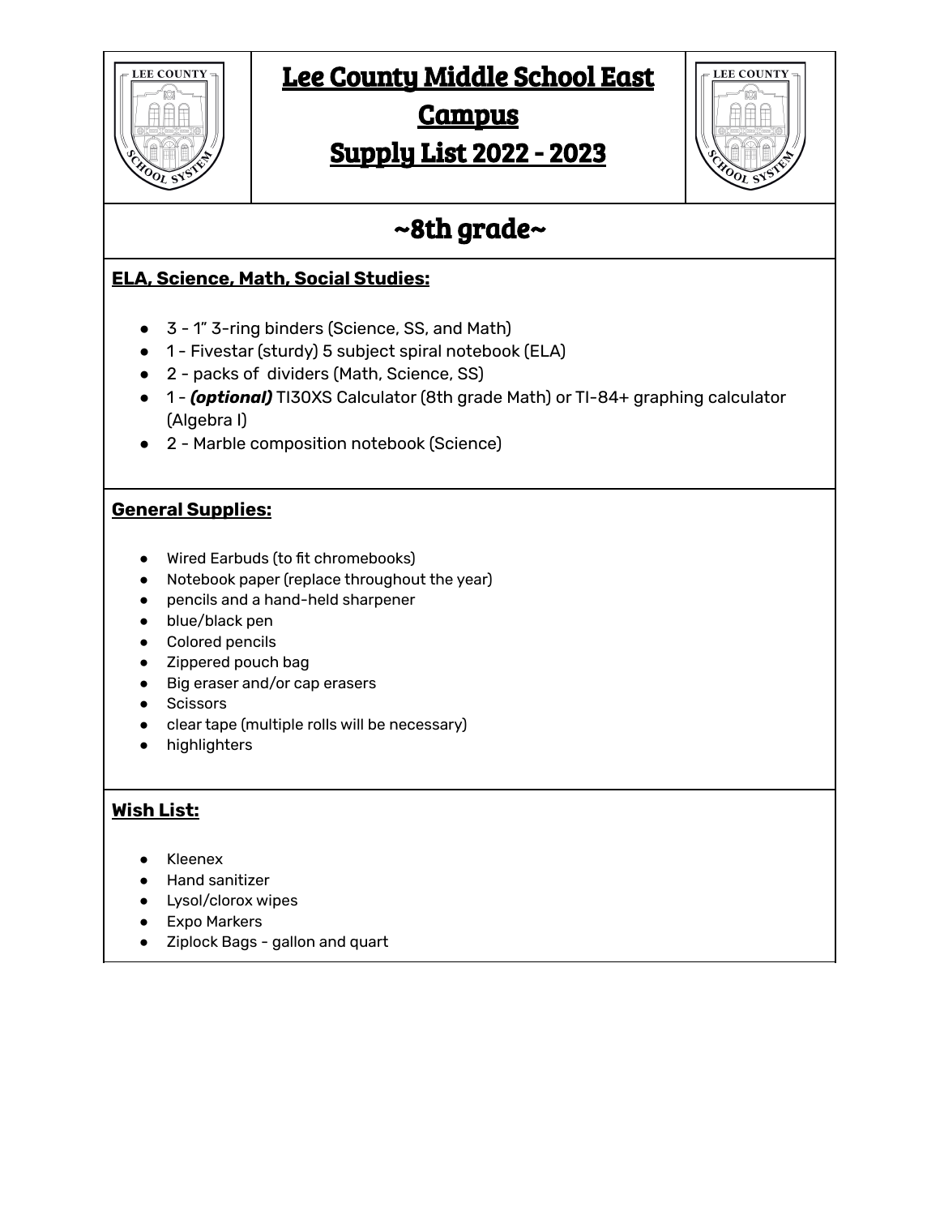# Lee County Middle School East Campus Supply List 2022 - 2023

## ~8th grade~

**ELA, Science, Math, Social Studies:**

- 3 - 1" 3-ring binders (Science, SS, and Math)
- 1 - Fivestar (sturdy) 5 subject spiral notebook (ELA)
- 2 - packs of dividers (Math, Science, SS)
- 1 - ***(optional)*** TI30XS Calculator (8th grade Math) or TI-84+ graphing calculator (Algebra I)
- 2 - Marble composition notebook (Science)

**General Supplies:**

- Wired Earbuds (to fit chromebooks)
- Notebook paper (replace throughout the year)
- pencils and a hand-held sharpener
- blue/black pen
- Colored pencils
- Zippered pouch bag
- Big eraser and/or cap erasers
- Scissors
- clear tape (multiple rolls will be necessary)
- highlighters

**Wish List:**

- Kleenex
- Hand sanitizer
- Lysol/clorox wipes
- Expo Markers
- Ziplock Bags - gallon and quart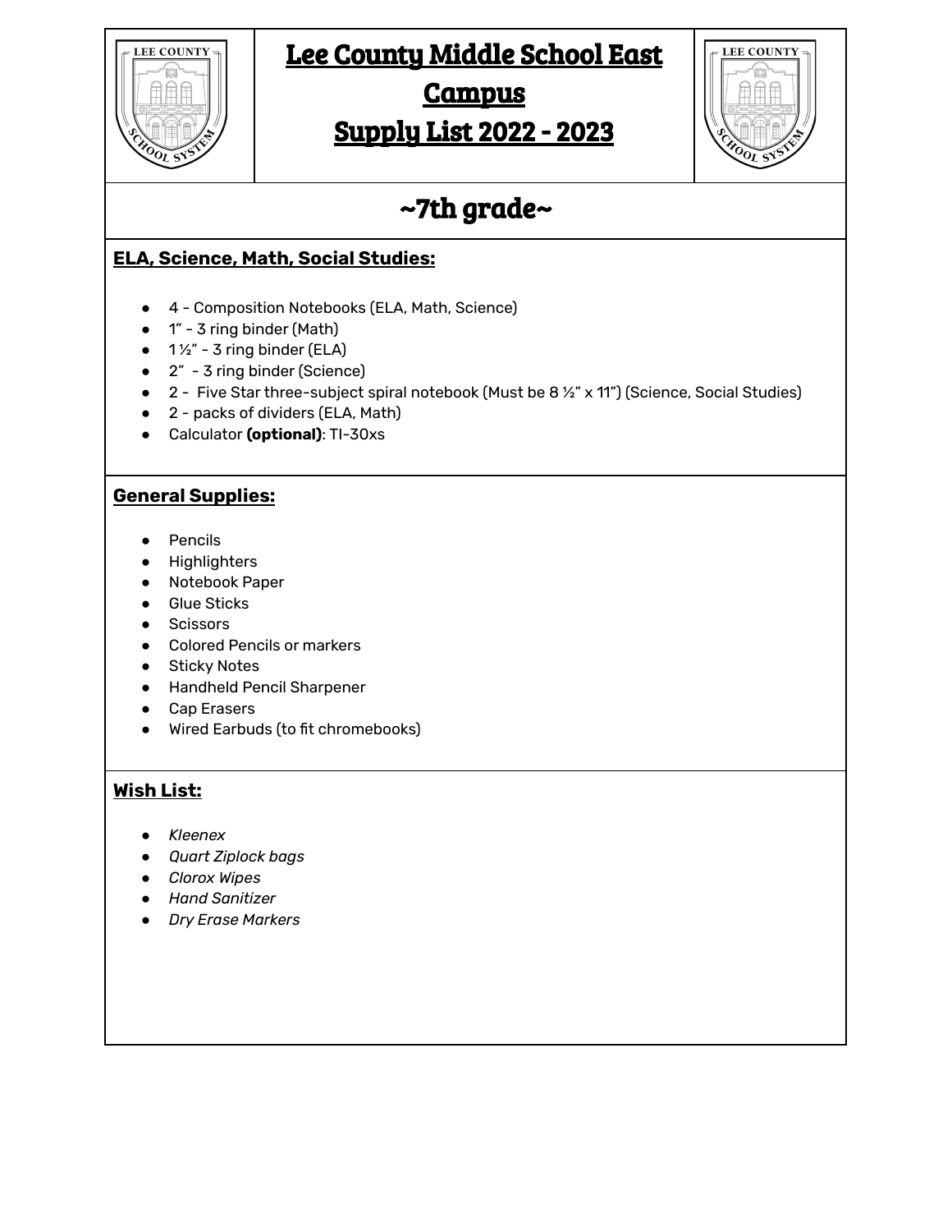# Lee County Middle School East Campus
# Supply List 2022 - 2023

## ~7th grade~

**ELA, Science, Math, Social Studies:**

- 4 - Composition Notebooks (ELA, Math, Science)
- 1" - 3 ring binder (Math)
- 1 ½" - 3 ring binder (ELA)
- 2" - 3 ring binder (Science)
- 2 - Five Star three-subject spiral notebook (Must be 8 ½" x 11") (Science, Social Studies)
- 2 - packs of dividers (ELA, Math)
- Calculator **(optional)**: TI-30xs

**General Supplies:**

- Pencils
- Highlighters
- Notebook Paper
- Glue Sticks
- Scissors
- Colored Pencils or markers
- Sticky Notes
- Handheld Pencil Sharpener
- Cap Erasers
- Wired Earbuds (to fit chromebooks)

**Wish List:**

- *Kleenex*
- *Quart Ziplock bags*
- *Clorox Wipes*
- *Hand Sanitizer*
- *Dry Erase Markers*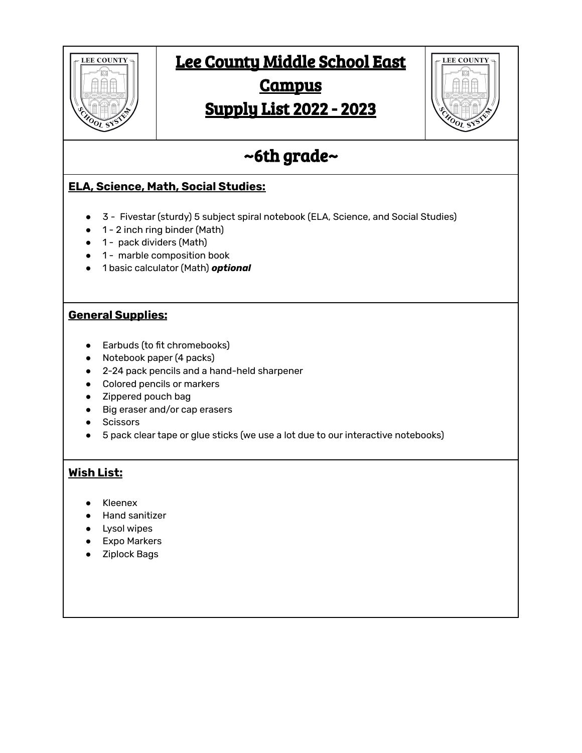# Lee County Middle School East Campus Supply List 2022 - 2023

## ~6th grade~

### ELA, Science, Math, Social Studies:

- 3 - Fivestar (sturdy) 5 subject spiral notebook (ELA, Science, and Social Studies)
- 1 - 2 inch ring binder (Math)
- 1 - pack dividers (Math)
- 1 - marble composition book
- 1 basic calculator (Math) ***optional***

### General Supplies:

- Earbuds (to fit chromebooks)
- Notebook paper (4 packs)
- 2-24 pack pencils and a hand-held sharpener
- Colored pencils or markers
- Zippered pouch bag
- Big eraser and/or cap erasers
- Scissors
- 5 pack clear tape or glue sticks (we use a lot due to our interactive notebooks)

### Wish List:

- Kleenex
- Hand sanitizer
- Lysol wipes
- Expo Markers
- Ziplock Bags